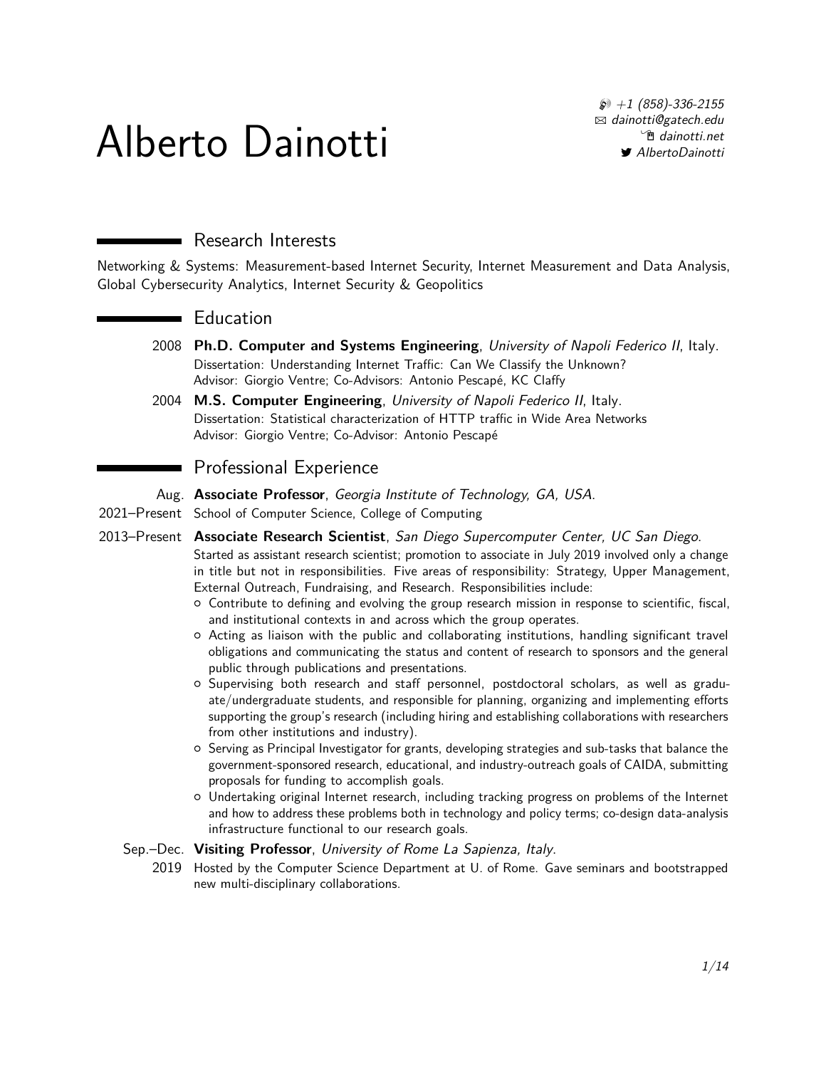# Alberto Dainotti

+1 (858)-336-2155
dainotti@gatech.edu
dainotti.net
AlbertoDainotti

## Research Interests

Networking & Systems: Measurement-based Internet Security, Internet Measurement and Data Analysis, Global Cybersecurity Analytics, Internet Security & Geopolitics

## Education

2008 **Ph.D. Computer and Systems Engineering**, *University of Napoli Federico II*, Italy.
Dissertation: Understanding Internet Traffic: Can We Classify the Unknown?
Advisor: Giorgio Ventre; Co-Advisors: Antonio Pescapé, KC Claffy

2004 **M.S. Computer Engineering**, *University of Napoli Federico II*, Italy.
Dissertation: Statistical characterization of HTTP traffic in Wide Area Networks
Advisor: Giorgio Ventre; Co-Advisor: Antonio Pescapé

## Professional Experience

Aug. 2021–Present **Associate Professor**, *Georgia Institute of Technology, GA, USA*.
School of Computer Science, College of Computing

2013–Present **Associate Research Scientist**, *San Diego Supercomputer Center, UC San Diego*.
Started as assistant research scientist; promotion to associate in July 2019 involved only a change in title but not in responsibilities. Five areas of responsibility: Strategy, Upper Management, External Outreach, Fundraising, and Research. Responsibilities include:

- Contribute to defining and evolving the group research mission in response to scientific, fiscal, and institutional contexts in and across which the group operates.
- Acting as liaison with the public and collaborating institutions, handling significant travel obligations and communicating the status and content of research to sponsors and the general public through publications and presentations.
- Supervising both research and staff personnel, postdoctoral scholars, as well as graduate/undergraduate students, and responsible for planning, organizing and implementing efforts supporting the group's research (including hiring and establishing collaborations with researchers from other institutions and industry).
- Serving as Principal Investigator for grants, developing strategies and sub-tasks that balance the government-sponsored research, educational, and industry-outreach goals of CAIDA, submitting proposals for funding to accomplish goals.
- Undertaking original Internet research, including tracking progress on problems of the Internet and how to address these problems both in technology and policy terms; co-design data-analysis infrastructure functional to our research goals.

Sep.–Dec. 2019 **Visiting Professor**, *University of Rome La Sapienza, Italy*.
Hosted by the Computer Science Department at U. of Rome. Gave seminars and bootstrapped new multi-disciplinary collaborations.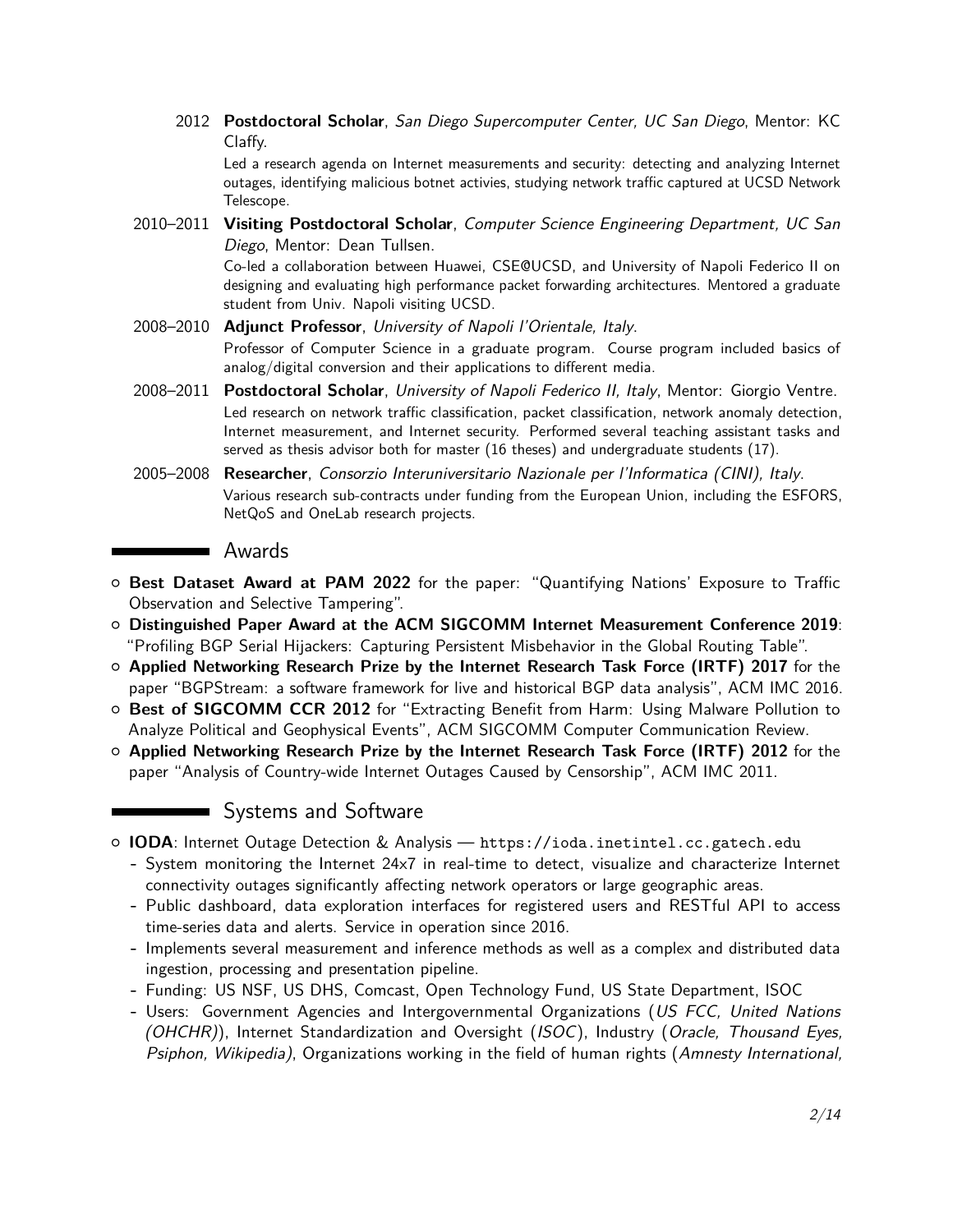2012 **Postdoctoral Scholar**, *San Diego Supercomputer Center, UC San Diego*, Mentor: KC Claffy.
Led a research agenda on Internet measurements and security: detecting and analyzing Internet outages, identifying malicious botnet activies, studying network traffic captured at UCSD Network Telescope.

2010–2011 **Visiting Postdoctoral Scholar**, *Computer Science Engineering Department, UC San Diego*, Mentor: Dean Tullsen.
Co-led a collaboration between Huawei, CSE@UCSD, and University of Napoli Federico II on designing and evaluating high performance packet forwarding architectures. Mentored a graduate student from Univ. Napoli visiting UCSD.

2008–2010 **Adjunct Professor**, *University of Napoli l'Orientale, Italy*.
Professor of Computer Science in a graduate program. Course program included basics of analog/digital conversion and their applications to different media.

2008–2011 **Postdoctoral Scholar**, *University of Napoli Federico II, Italy*, Mentor: Giorgio Ventre.
Led research on network traffic classification, packet classification, network anomaly detection, Internet measurement, and Internet security. Performed several teaching assistant tasks and served as thesis advisor both for master (16 theses) and undergraduate students (17).

2005–2008 **Researcher**, *Consorzio Interuniversitario Nazionale per l'Informatica (CINI), Italy*.
Various research sub-contracts under funding from the European Union, including the ESFORS, NetQoS and OneLab research projects.

## Awards

- **Best Dataset Award at PAM 2022** for the paper: "Quantifying Nations' Exposure to Traffic Observation and Selective Tampering".
- **Distinguished Paper Award at the ACM SIGCOMM Internet Measurement Conference 2019**: "Profiling BGP Serial Hijackers: Capturing Persistent Misbehavior in the Global Routing Table".
- **Applied Networking Research Prize by the Internet Research Task Force (IRTF) 2017** for the paper "BGPStream: a software framework for live and historical BGP data analysis", ACM IMC 2016.
- **Best of SIGCOMM CCR 2012** for "Extracting Benefit from Harm: Using Malware Pollution to Analyze Political and Geophysical Events", ACM SIGCOMM Computer Communication Review.
- **Applied Networking Research Prize by the Internet Research Task Force (IRTF) 2012** for the paper "Analysis of Country-wide Internet Outages Caused by Censorship", ACM IMC 2011.

## Systems and Software

- **IODA**: Internet Outage Detection & Analysis — `https://ioda.inetintel.cc.gatech.edu`
  - System monitoring the Internet 24x7 in real-time to detect, visualize and characterize Internet connectivity outages significantly affecting network operators or large geographic areas.
  - Public dashboard, data exploration interfaces for registered users and RESTful API to access time-series data and alerts. Service in operation since 2016.
  - Implements several measurement and inference methods as well as a complex and distributed data ingestion, processing and presentation pipeline.
  - Funding: US NSF, US DHS, Comcast, Open Technology Fund, US State Department, ISOC
  - Users: Government Agencies and Intergovernmental Organizations (*US FCC, United Nations (OHCHR)*), Internet Standardization and Oversight (*ISOC*), Industry (*Oracle, Thousand Eyes, Psiphon, Wikipedia)*, Organizations working in the field of human rights (*Amnesty International,*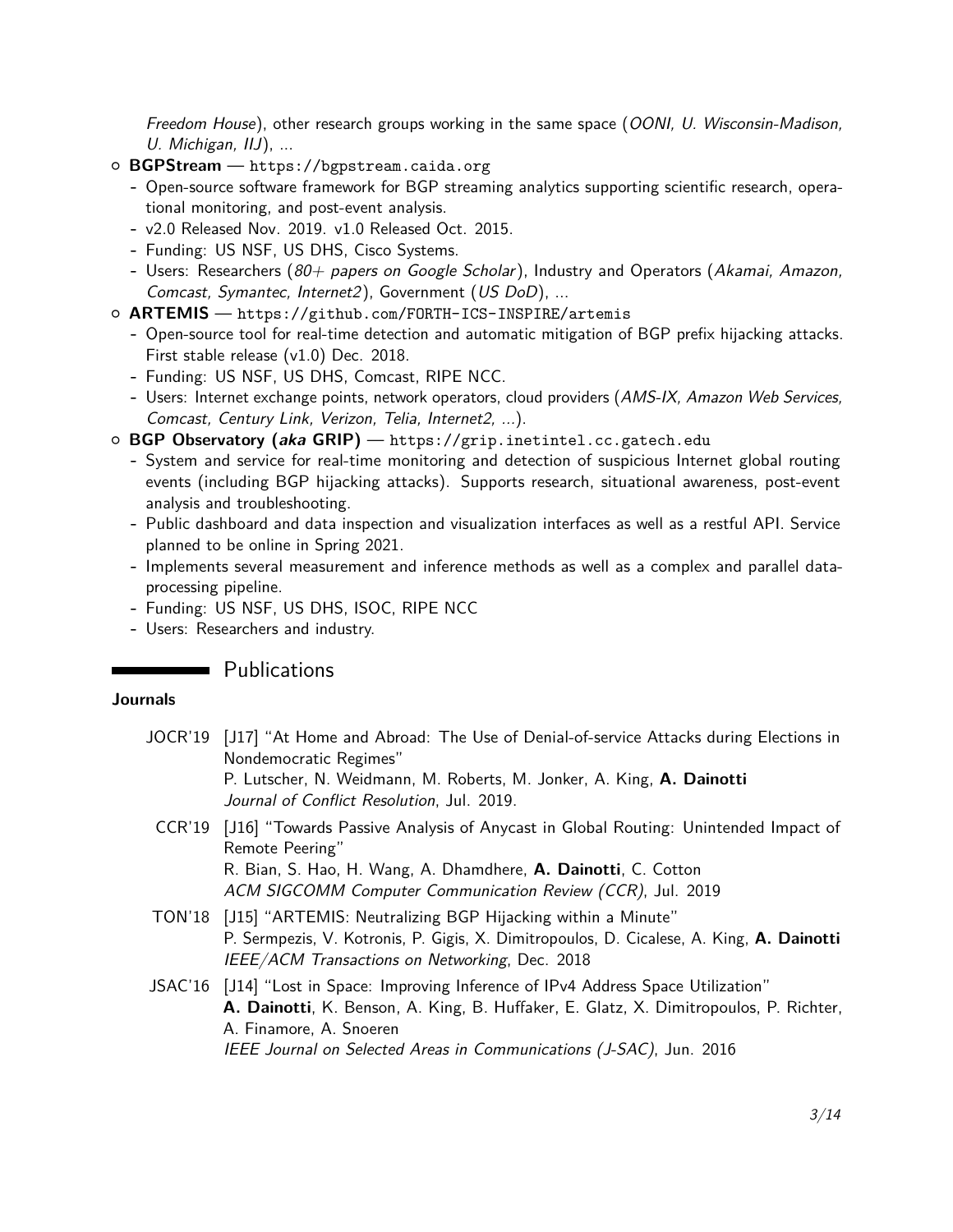*Freedom House*), other research groups working in the same space (*OONI, U. Wisconsin-Madison, U. Michigan, IIJ*), ...

- **BGPStream** — https://bgpstream.caida.org
  - Open-source software framework for BGP streaming analytics supporting scientific research, operational monitoring, and post-event analysis.
  - v2.0 Released Nov. 2019. v1.0 Released Oct. 2015.
  - Funding: US NSF, US DHS, Cisco Systems.
  - Users: Researchers (*80+ papers on Google Scholar*), Industry and Operators (*Akamai, Amazon, Comcast, Symantec, Internet2*), Government (*US DoD*), ...
- **ARTEMIS** — https://github.com/FORTH-ICS-INSPIRE/artemis
  - Open-source tool for real-time detection and automatic mitigation of BGP prefix hijacking attacks. First stable release (v1.0) Dec. 2018.
  - Funding: US NSF, US DHS, Comcast, RIPE NCC.
  - Users: Internet exchange points, network operators, cloud providers (*AMS-IX, Amazon Web Services, Comcast, Century Link, Verizon, Telia, Internet2, ...*).
- **BGP Observatory (*aka* GRIP)** — https://grip.inetintel.cc.gatech.edu
  - System and service for real-time monitoring and detection of suspicious Internet global routing events (including BGP hijacking attacks). Supports research, situational awareness, post-event analysis and troubleshooting.
  - Public dashboard and data inspection and visualization interfaces as well as a restful API. Service planned to be online in Spring 2021.
  - Implements several measurement and inference methods as well as a complex and parallel data-processing pipeline.
  - Funding: US NSF, US DHS, ISOC, RIPE NCC
  - Users: Researchers and industry.

## Publications

### Journals

JOCR'19 [J17] "At Home and Abroad: The Use of Denial-of-service Attacks during Elections in Nondemocratic Regimes"
P. Lutscher, N. Weidmann, M. Roberts, M. Jonker, A. King, **A. Dainotti**
*Journal of Conflict Resolution*, Jul. 2019.

CCR'19 [J16] "Towards Passive Analysis of Anycast in Global Routing: Unintended Impact of Remote Peering"
R. Bian, S. Hao, H. Wang, A. Dhamdhere, **A. Dainotti**, C. Cotton
*ACM SIGCOMM Computer Communication Review (CCR)*, Jul. 2019

TON'18 [J15] "ARTEMIS: Neutralizing BGP Hijacking within a Minute"
P. Sermpezis, V. Kotronis, P. Gigis, X. Dimitropoulos, D. Cicalese, A. King, **A. Dainotti**
*IEEE/ACM Transactions on Networking*, Dec. 2018

JSAC'16 [J14] "Lost in Space: Improving Inference of IPv4 Address Space Utilization"
**A. Dainotti**, K. Benson, A. King, B. Huffaker, E. Glatz, X. Dimitropoulos, P. Richter, A. Finamore, A. Snoeren
*IEEE Journal on Selected Areas in Communications (J-SAC)*, Jun. 2016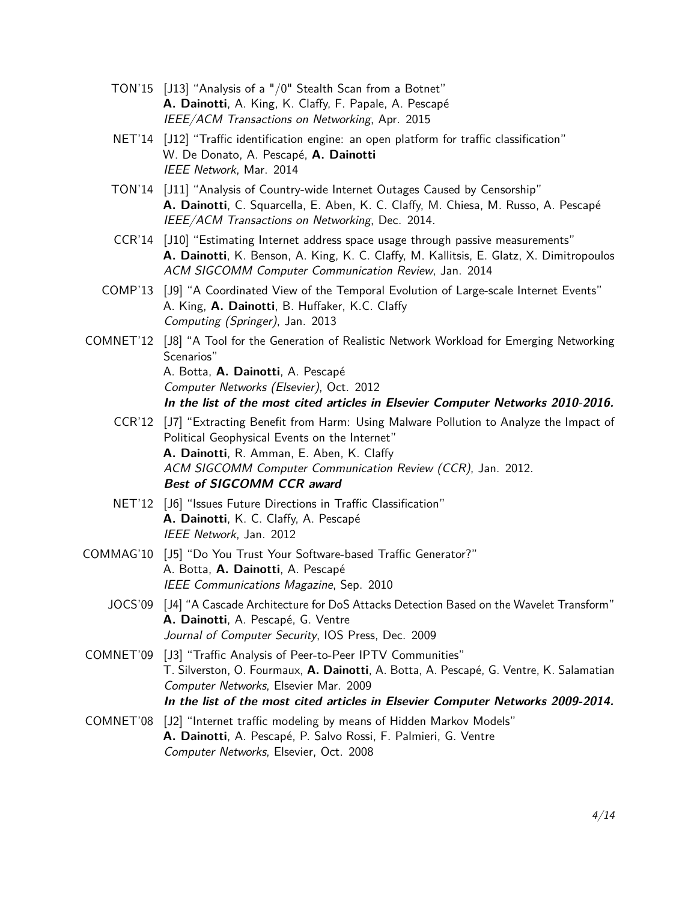TON'15 [J13] "Analysis of a "/0" Stealth Scan from a Botnet"
**A. Dainotti**, A. King, K. Claffy, F. Papale, A. Pescapé
*IEEE/ACM Transactions on Networking*, Apr. 2015

NET'14 [J12] "Traffic identification engine: an open platform for traffic classification"
W. De Donato, A. Pescapé, **A. Dainotti**
*IEEE Network*, Mar. 2014

TON'14 [J11] "Analysis of Country-wide Internet Outages Caused by Censorship"
**A. Dainotti**, C. Squarcella, E. Aben, K. C. Claffy, M. Chiesa, M. Russo, A. Pescapé
*IEEE/ACM Transactions on Networking*, Dec. 2014.

CCR'14 [J10] "Estimating Internet address space usage through passive measurements"
**A. Dainotti**, K. Benson, A. King, K. C. Claffy, M. Kallitsis, E. Glatz, X. Dimitropoulos
*ACM SIGCOMM Computer Communication Review*, Jan. 2014

COMP'13 [J9] "A Coordinated View of the Temporal Evolution of Large-scale Internet Events"
A. King, **A. Dainotti**, B. Huffaker, K.C. Claffy
*Computing (Springer)*, Jan. 2013

COMNET'12 [J8] "A Tool for the Generation of Realistic Network Workload for Emerging Networking Scenarios"
A. Botta, **A. Dainotti**, A. Pescapé
*Computer Networks (Elsevier)*, Oct. 2012
***In the list of the most cited articles in Elsevier Computer Networks 2010-2016.***

CCR'12 [J7] "Extracting Benefit from Harm: Using Malware Pollution to Analyze the Impact of Political Geophysical Events on the Internet"
**A. Dainotti**, R. Amman, E. Aben, K. Claffy
*ACM SIGCOMM Computer Communication Review (CCR)*, Jan. 2012.
***Best of SIGCOMM CCR award***

NET'12 [J6] "Issues Future Directions in Traffic Classification"
**A. Dainotti**, K. C. Claffy, A. Pescapé
*IEEE Network*, Jan. 2012

COMMAG'10 [J5] "Do You Trust Your Software-based Traffic Generator?"
A. Botta, **A. Dainotti**, A. Pescapé
*IEEE Communications Magazine*, Sep. 2010

JOCS'09 [J4] "A Cascade Architecture for DoS Attacks Detection Based on the Wavelet Transform"
**A. Dainotti**, A. Pescapé, G. Ventre
*Journal of Computer Security*, IOS Press, Dec. 2009

COMNET'09 [J3] "Traffic Analysis of Peer-to-Peer IPTV Communities"
T. Silverston, O. Fourmaux, **A. Dainotti**, A. Botta, A. Pescapé, G. Ventre, K. Salamatian
*Computer Networks*, Elsevier Mar. 2009
***In the list of the most cited articles in Elsevier Computer Networks 2009-2014.***

COMNET'08 [J2] "Internet traffic modeling by means of Hidden Markov Models"
**A. Dainotti**, A. Pescapé, P. Salvo Rossi, F. Palmieri, G. Ventre
*Computer Networks*, Elsevier, Oct. 2008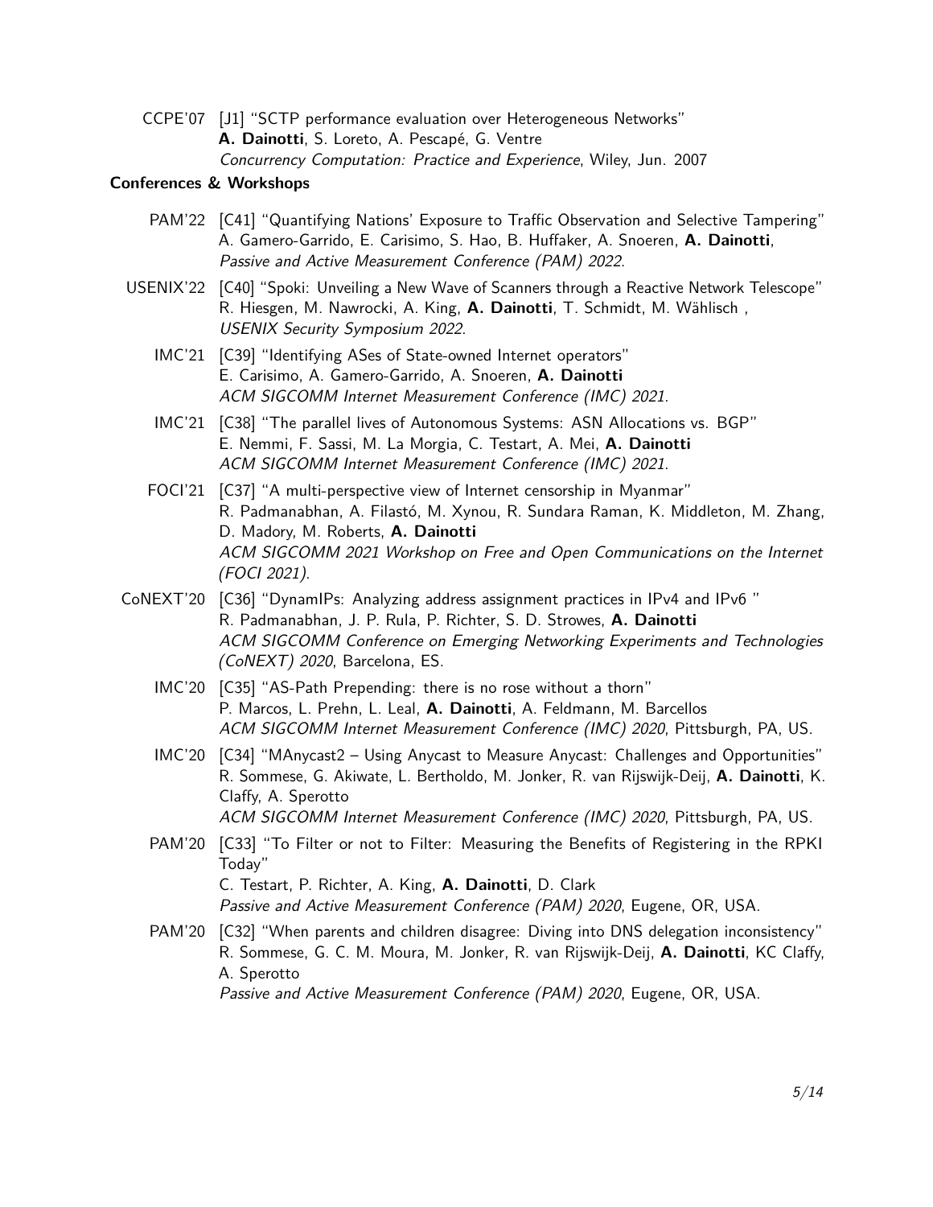CCPE'07 [J1] "SCTP performance evaluation over Heterogeneous Networks"
**A. Dainotti**, S. Loreto, A. Pescapé, G. Ventre
*Concurrency Computation: Practice and Experience*, Wiley, Jun. 2007

### Conferences & Workshops

PAM'22 [C41] "Quantifying Nations' Exposure to Traffic Observation and Selective Tampering"
A. Gamero-Garrido, E. Carisimo, S. Hao, B. Huffaker, A. Snoeren, **A. Dainotti**,
*Passive and Active Measurement Conference (PAM) 2022*.

USENIX'22 [C40] "Spoki: Unveiling a New Wave of Scanners through a Reactive Network Telescope"
R. Hiesgen, M. Nawrocki, A. King, **A. Dainotti**, T. Schmidt, M. Wählisch ,
*USENIX Security Symposium 2022*.

IMC'21 [C39] "Identifying ASes of State-owned Internet operators"
E. Carisimo, A. Gamero-Garrido, A. Snoeren, **A. Dainotti**
*ACM SIGCOMM Internet Measurement Conference (IMC) 2021*.

IMC'21 [C38] "The parallel lives of Autonomous Systems: ASN Allocations vs. BGP"
E. Nemmi, F. Sassi, M. La Morgia, C. Testart, A. Mei, **A. Dainotti**
*ACM SIGCOMM Internet Measurement Conference (IMC) 2021*.

FOCI'21 [C37] "A multi-perspective view of Internet censorship in Myanmar"
R. Padmanabhan, A. Filastó, M. Xynou, R. Sundara Raman, K. Middleton, M. Zhang, D. Madory, M. Roberts, **A. Dainotti**
*ACM SIGCOMM 2021 Workshop on Free and Open Communications on the Internet (FOCI 2021)*.

CoNEXT'20 [C36] "DynamIPs: Analyzing address assignment practices in IPv4 and IPv6 "
R. Padmanabhan, J. P. Rula, P. Richter, S. D. Strowes, **A. Dainotti**
*ACM SIGCOMM Conference on Emerging Networking Experiments and Technologies (CoNEXT) 2020*, Barcelona, ES.

IMC'20 [C35] "AS-Path Prepending: there is no rose without a thorn"
P. Marcos, L. Prehn, L. Leal, **A. Dainotti**, A. Feldmann, M. Barcellos
*ACM SIGCOMM Internet Measurement Conference (IMC) 2020*, Pittsburgh, PA, US.

IMC'20 [C34] "MAnycast2 – Using Anycast to Measure Anycast: Challenges and Opportunities"
R. Sommese, G. Akiwate, L. Bertholdo, M. Jonker, R. van Rijswijk-Deij, **A. Dainotti**, K. Claffy, A. Sperotto
*ACM SIGCOMM Internet Measurement Conference (IMC) 2020*, Pittsburgh, PA, US.

PAM'20 [C33] "To Filter or not to Filter: Measuring the Benefits of Registering in the RPKI Today"
C. Testart, P. Richter, A. King, **A. Dainotti**, D. Clark
*Passive and Active Measurement Conference (PAM) 2020*, Eugene, OR, USA.

PAM'20 [C32] "When parents and children disagree: Diving into DNS delegation inconsistency"
R. Sommese, G. C. M. Moura, M. Jonker, R. van Rijswijk-Deij, **A. Dainotti**, KC Claffy, A. Sperotto
*Passive and Active Measurement Conference (PAM) 2020*, Eugene, OR, USA.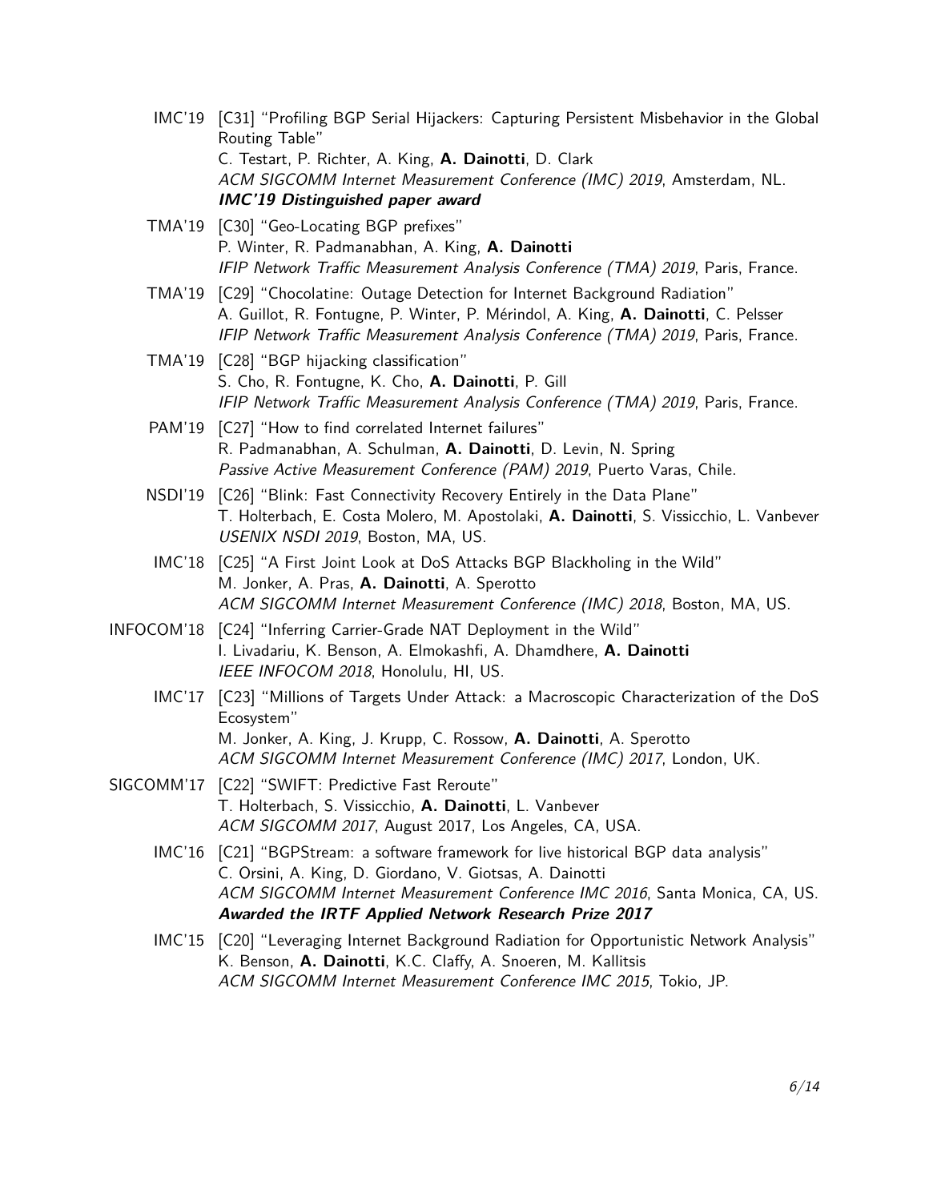IMC'19 [C31] "Profiling BGP Serial Hijackers: Capturing Persistent Misbehavior in the Global Routing Table"
C. Testart, P. Richter, A. King, **A. Dainotti**, D. Clark
*ACM SIGCOMM Internet Measurement Conference (IMC) 2019*, Amsterdam, NL.
***IMC'19 Distinguished paper award***

TMA'19 [C30] "Geo-Locating BGP prefixes"
P. Winter, R. Padmanabhan, A. King, **A. Dainotti**
*IFIP Network Traffic Measurement Analysis Conference (TMA) 2019*, Paris, France.

TMA'19 [C29] "Chocolatine: Outage Detection for Internet Background Radiation"
A. Guillot, R. Fontugne, P. Winter, P. Mérindol, A. King, **A. Dainotti**, C. Pelsser
*IFIP Network Traffic Measurement Analysis Conference (TMA) 2019*, Paris, France.

TMA'19 [C28] "BGP hijacking classification"
S. Cho, R. Fontugne, K. Cho, **A. Dainotti**, P. Gill
*IFIP Network Traffic Measurement Analysis Conference (TMA) 2019*, Paris, France.

PAM'19 [C27] "How to find correlated Internet failures"
R. Padmanabhan, A. Schulman, **A. Dainotti**, D. Levin, N. Spring
*Passive Active Measurement Conference (PAM) 2019*, Puerto Varas, Chile.

NSDI'19 [C26] "Blink: Fast Connectivity Recovery Entirely in the Data Plane"
T. Holterbach, E. Costa Molero, M. Apostolaki, **A. Dainotti**, S. Vissicchio, L. Vanbever
*USENIX NSDI 2019*, Boston, MA, US.

IMC'18 [C25] "A First Joint Look at DoS Attacks BGP Blackholing in the Wild"
M. Jonker, A. Pras, **A. Dainotti**, A. Sperotto
*ACM SIGCOMM Internet Measurement Conference (IMC) 2018*, Boston, MA, US.

INFOCOM'18 [C24] "Inferring Carrier-Grade NAT Deployment in the Wild"
I. Livadariu, K. Benson, A. Elmokashfi, A. Dhamdhere, **A. Dainotti**
*IEEE INFOCOM 2018*, Honolulu, HI, US.

IMC'17 [C23] "Millions of Targets Under Attack: a Macroscopic Characterization of the DoS Ecosystem"
M. Jonker, A. King, J. Krupp, C. Rossow, **A. Dainotti**, A. Sperotto
*ACM SIGCOMM Internet Measurement Conference (IMC) 2017*, London, UK.

SIGCOMM'17 [C22] "SWIFT: Predictive Fast Reroute"
T. Holterbach, S. Vissicchio, **A. Dainotti**, L. Vanbever
*ACM SIGCOMM 2017*, August 2017, Los Angeles, CA, USA.

IMC'16 [C21] "BGPStream: a software framework for live historical BGP data analysis"
C. Orsini, A. King, D. Giordano, V. Giotsas, A. Dainotti
*ACM SIGCOMM Internet Measurement Conference IMC 2016*, Santa Monica, CA, US.
***Awarded the IRTF Applied Network Research Prize 2017***

IMC'15 [C20] "Leveraging Internet Background Radiation for Opportunistic Network Analysis"
K. Benson, **A. Dainotti**, K.C. Claffy, A. Snoeren, M. Kallitsis
*ACM SIGCOMM Internet Measurement Conference IMC 2015*, Tokio, JP.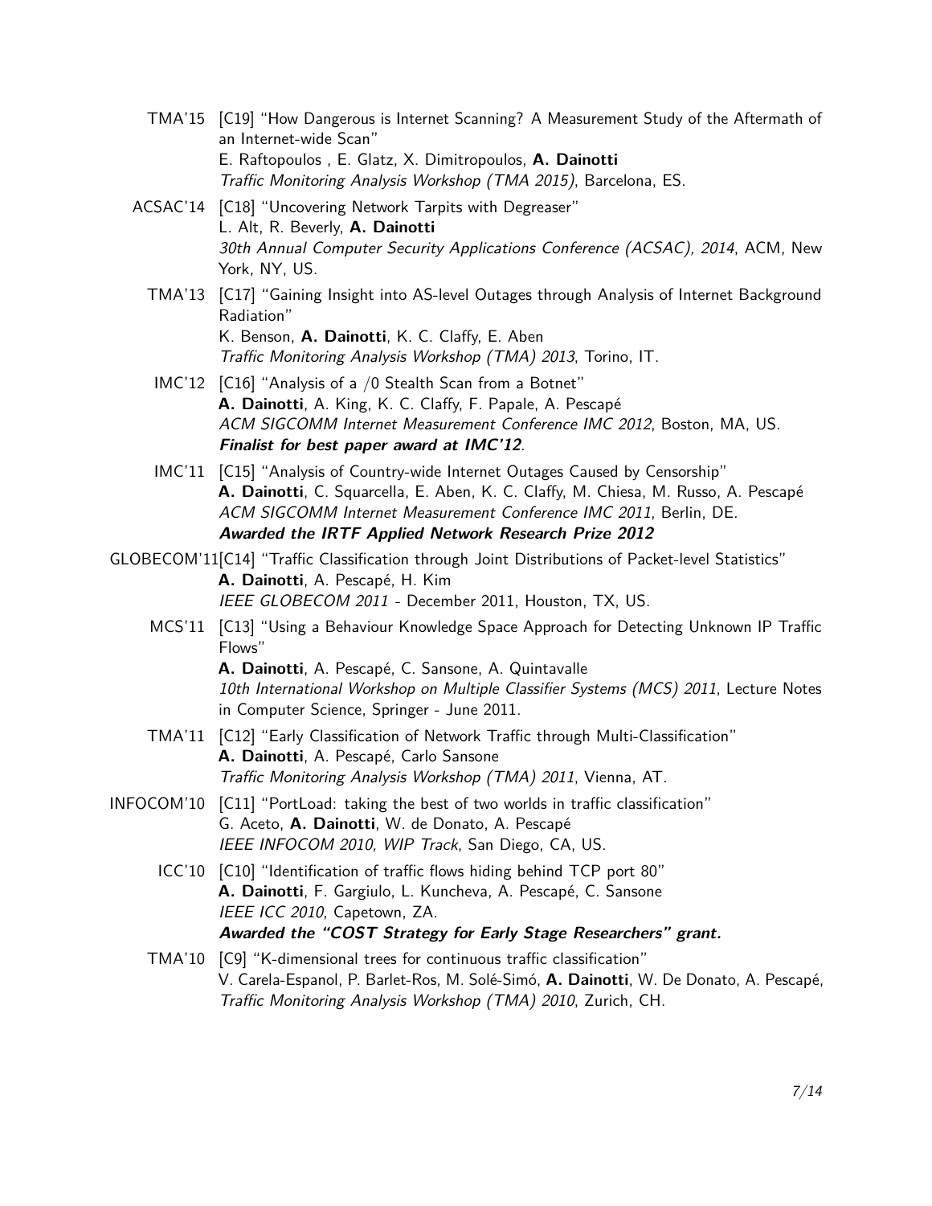TMA'15 [C19] "How Dangerous is Internet Scanning? A Measurement Study of the Aftermath of an Internet-wide Scan"
E. Raftopoulos , E. Glatz, X. Dimitropoulos, **A. Dainotti**
*Traffic Monitoring Analysis Workshop (TMA 2015)*, Barcelona, ES.

ACSAC'14 [C18] "Uncovering Network Tarpits with Degreaser"
L. Alt, R. Beverly, **A. Dainotti**
*30th Annual Computer Security Applications Conference (ACSAC), 2014*, ACM, New York, NY, US.

TMA'13 [C17] "Gaining Insight into AS-level Outages through Analysis of Internet Background Radiation"
K. Benson, **A. Dainotti**, K. C. Claffy, E. Aben
*Traffic Monitoring Analysis Workshop (TMA) 2013*, Torino, IT.

IMC'12 [C16] "Analysis of a /0 Stealth Scan from a Botnet"
**A. Dainotti**, A. King, K. C. Claffy, F. Papale, A. Pescapé
*ACM SIGCOMM Internet Measurement Conference IMC 2012*, Boston, MA, US.
***Finalist for best paper award at IMC'12***.

IMC'11 [C15] "Analysis of Country-wide Internet Outages Caused by Censorship"
**A. Dainotti**, C. Squarcella, E. Aben, K. C. Claffy, M. Chiesa, M. Russo, A. Pescapé
*ACM SIGCOMM Internet Measurement Conference IMC 2011*, Berlin, DE.
***Awarded the IRTF Applied Network Research Prize 2012***

GLOBECOM'11 [C14] "Traffic Classification through Joint Distributions of Packet-level Statistics"
**A. Dainotti**, A. Pescapé, H. Kim
*IEEE GLOBECOM 2011* - December 2011, Houston, TX, US.

MCS'11 [C13] "Using a Behaviour Knowledge Space Approach for Detecting Unknown IP Traffic Flows"
**A. Dainotti**, A. Pescapé, C. Sansone, A. Quintavalle
*10th International Workshop on Multiple Classifier Systems (MCS) 2011*, Lecture Notes in Computer Science, Springer - June 2011.

TMA'11 [C12] "Early Classification of Network Traffic through Multi-Classification"
**A. Dainotti**, A. Pescapé, Carlo Sansone
*Traffic Monitoring Analysis Workshop (TMA) 2011*, Vienna, AT.

INFOCOM'10 [C11] "PortLoad: taking the best of two worlds in traffic classification"
G. Aceto, **A. Dainotti**, W. de Donato, A. Pescapé
*IEEE INFOCOM 2010, WIP Track*, San Diego, CA, US.

ICC'10 [C10] "Identification of traffic flows hiding behind TCP port 80"
**A. Dainotti**, F. Gargiulo, L. Kuncheva, A. Pescapé, C. Sansone
*IEEE ICC 2010*, Capetown, ZA.
***Awarded the "COST Strategy for Early Stage Researchers" grant.***

TMA'10 [C9] "K-dimensional trees for continuous traffic classification"
V. Carela-Espanol, P. Barlet-Ros, M. Solé-Simó, **A. Dainotti**, W. De Donato, A. Pescapé,
*Traffic Monitoring Analysis Workshop (TMA) 2010*, Zurich, CH.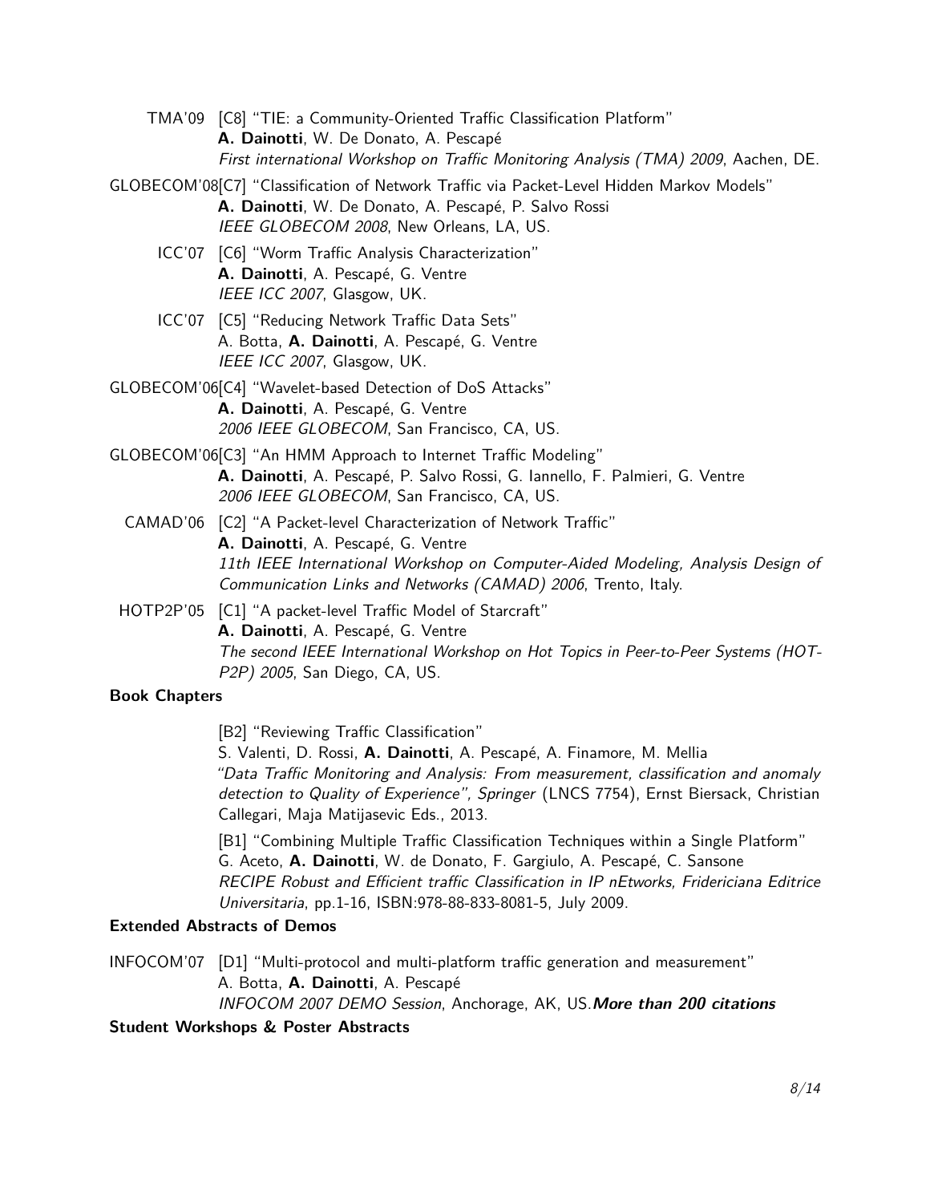TMA'09 [C8] "TIE: a Community-Oriented Traffic Classification Platform"
**A. Dainotti**, W. De Donato, A. Pescapé
*First international Workshop on Traffic Monitoring Analysis (TMA) 2009*, Aachen, DE.

GLOBECOM'08 [C7] "Classification of Network Traffic via Packet-Level Hidden Markov Models"
**A. Dainotti**, W. De Donato, A. Pescapé, P. Salvo Rossi
*IEEE GLOBECOM 2008*, New Orleans, LA, US.

ICC'07 [C6] "Worm Traffic Analysis Characterization"
**A. Dainotti**, A. Pescapé, G. Ventre
*IEEE ICC 2007*, Glasgow, UK.

ICC'07 [C5] "Reducing Network Traffic Data Sets"
A. Botta, **A. Dainotti**, A. Pescapé, G. Ventre
*IEEE ICC 2007*, Glasgow, UK.

GLOBECOM'06 [C4] "Wavelet-based Detection of DoS Attacks"
**A. Dainotti**, A. Pescapé, G. Ventre
*2006 IEEE GLOBECOM*, San Francisco, CA, US.

GLOBECOM'06 [C3] "An HMM Approach to Internet Traffic Modeling"
**A. Dainotti**, A. Pescapé, P. Salvo Rossi, G. Iannello, F. Palmieri, G. Ventre
*2006 IEEE GLOBECOM*, San Francisco, CA, US.

CAMAD'06 [C2] "A Packet-level Characterization of Network Traffic"
**A. Dainotti**, A. Pescapé, G. Ventre
*11th IEEE International Workshop on Computer-Aided Modeling, Analysis Design of Communication Links and Networks (CAMAD) 2006*, Trento, Italy.

HOTP2P'05 [C1] "A packet-level Traffic Model of Starcraft"
**A. Dainotti**, A. Pescapé, G. Ventre
*The second IEEE International Workshop on Hot Topics in Peer-to-Peer Systems (HOT-P2P) 2005*, San Diego, CA, US.

### Book Chapters

[B2] "Reviewing Traffic Classification"
S. Valenti, D. Rossi, **A. Dainotti**, A. Pescapé, A. Finamore, M. Mellia
*"Data Traffic Monitoring and Analysis: From measurement, classification and anomaly detection to Quality of Experience", Springer* (LNCS 7754), Ernst Biersack, Christian Callegari, Maja Matijasevic Eds., 2013.

[B1] "Combining Multiple Traffic Classification Techniques within a Single Platform"
G. Aceto, **A. Dainotti**, W. de Donato, F. Gargiulo, A. Pescapé, C. Sansone
*RECIPE Robust and Efficient traffic Classification in IP nEtworks, Fridericiana Editrice Universitaria*, pp.1-16, ISBN:978-88-833-8081-5, July 2009.

### Extended Abstracts of Demos

INFOCOM'07 [D1] "Multi-protocol and multi-platform traffic generation and measurement"
A. Botta, **A. Dainotti**, A. Pescapé
*INFOCOM 2007 DEMO Session*, Anchorage, AK, US. ***More than 200 citations***

### Student Workshops & Poster Abstracts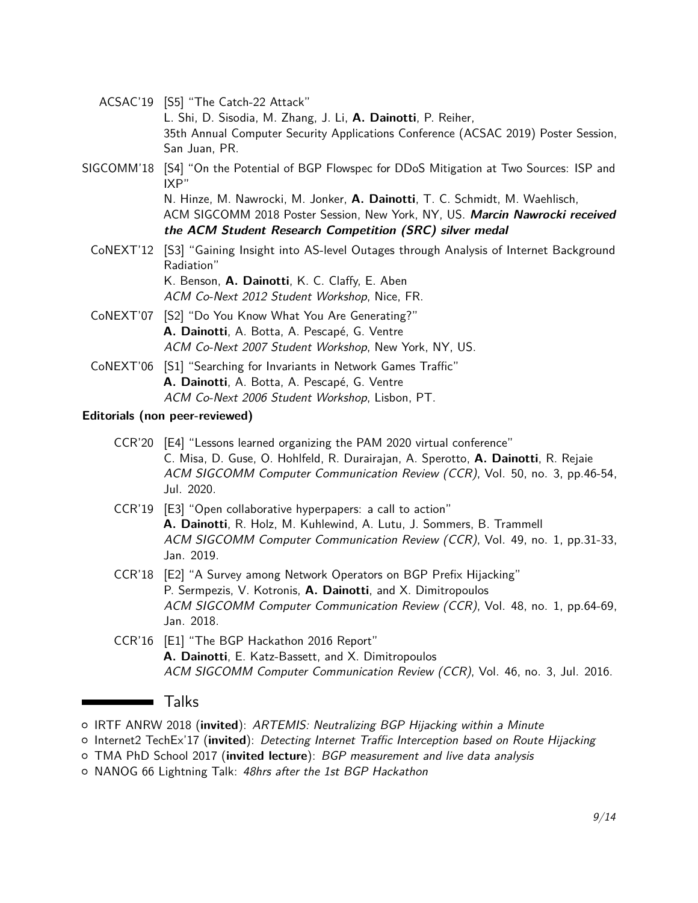ACSAC'19 [S5] "The Catch-22 Attack"
L. Shi, D. Sisodia, M. Zhang, J. Li, **A. Dainotti**, P. Reiher,
35th Annual Computer Security Applications Conference (ACSAC 2019) Poster Session, San Juan, PR.

SIGCOMM'18 [S4] "On the Potential of BGP Flowspec for DDoS Mitigation at Two Sources: ISP and IXP"
N. Hinze, M. Nawrocki, M. Jonker, **A. Dainotti**, T. C. Schmidt, M. Waehlisch,
ACM SIGCOMM 2018 Poster Session, New York, NY, US. ***Marcin Nawrocki received the ACM Student Research Competition (SRC) silver medal***

CoNEXT'12 [S3] "Gaining Insight into AS-level Outages through Analysis of Internet Background Radiation"
K. Benson, **A. Dainotti**, K. C. Claffy, E. Aben
*ACM Co-Next 2012 Student Workshop*, Nice, FR.

CoNEXT'07 [S2] "Do You Know What You Are Generating?"
**A. Dainotti**, A. Botta, A. Pescapé, G. Ventre
*ACM Co-Next 2007 Student Workshop*, New York, NY, US.

CoNEXT'06 [S1] "Searching for Invariants in Network Games Traffic"
**A. Dainotti**, A. Botta, A. Pescapé, G. Ventre
*ACM Co-Next 2006 Student Workshop*, Lisbon, PT.

**Editorials (non peer-reviewed)**

CCR'20 [E4] "Lessons learned organizing the PAM 2020 virtual conference"
C. Misa, D. Guse, O. Hohlfeld, R. Durairajan, A. Sperotto, **A. Dainotti**, R. Rejaie
*ACM SIGCOMM Computer Communication Review (CCR)*, Vol. 50, no. 3, pp.46-54, Jul. 2020.

CCR'19 [E3] "Open collaborative hyperpapers: a call to action"
**A. Dainotti**, R. Holz, M. Kuhlewind, A. Lutu, J. Sommers, B. Trammell
*ACM SIGCOMM Computer Communication Review (CCR)*, Vol. 49, no. 1, pp.31-33, Jan. 2019.

CCR'18 [E2] "A Survey among Network Operators on BGP Prefix Hijacking"
P. Sermpezis, V. Kotronis, **A. Dainotti**, and X. Dimitropoulos
*ACM SIGCOMM Computer Communication Review (CCR)*, Vol. 48, no. 1, pp.64-69, Jan. 2018.

CCR'16 [E1] "The BGP Hackathon 2016 Report"
**A. Dainotti**, E. Katz-Bassett, and X. Dimitropoulos
*ACM SIGCOMM Computer Communication Review (CCR)*, Vol. 46, no. 3, Jul. 2016.

## Talks

- IRTF ANRW 2018 (**invited**): *ARTEMIS: Neutralizing BGP Hijacking within a Minute*
- Internet2 TechEx'17 (**invited**): *Detecting Internet Traffic Interception based on Route Hijacking*
- TMA PhD School 2017 (**invited lecture**): *BGP measurement and live data analysis*
- NANOG 66 Lightning Talk: *48hrs after the 1st BGP Hackathon*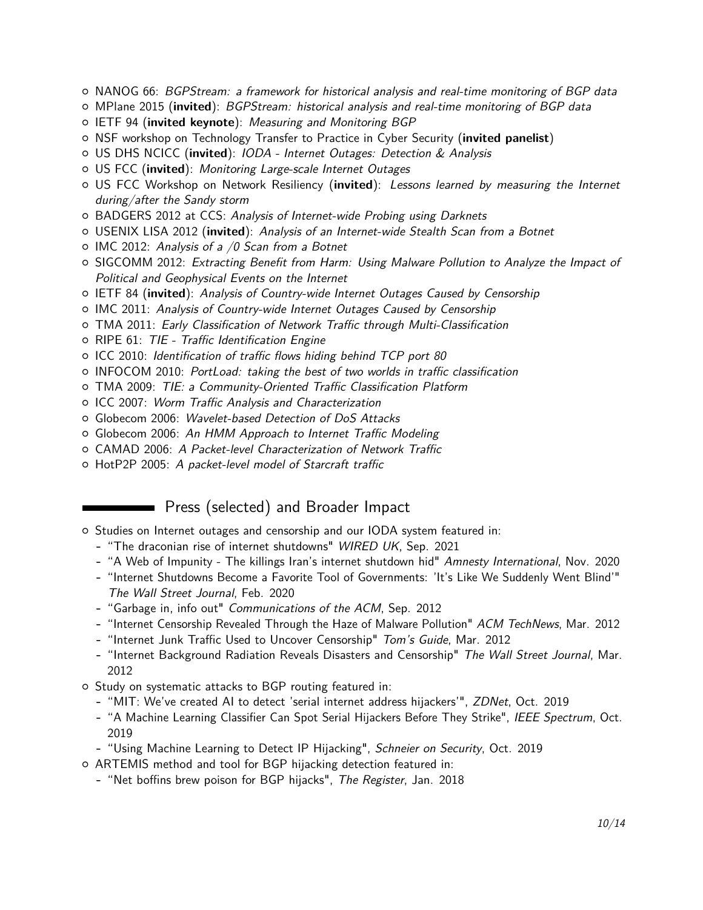- NANOG 66: *BGPStream: a framework for historical analysis and real-time monitoring of BGP data*
- MPlane 2015 (**invited**): *BGPStream: historical analysis and real-time monitoring of BGP data*
- IETF 94 (**invited keynote**): *Measuring and Monitoring BGP*
- NSF workshop on Technology Transfer to Practice in Cyber Security (**invited panelist**)
- US DHS NCICC (**invited**): *IODA - Internet Outages: Detection & Analysis*
- US FCC (**invited**): *Monitoring Large-scale Internet Outages*
- US FCC Workshop on Network Resiliency (**invited**): *Lessons learned by measuring the Internet during/after the Sandy storm*
- BADGERS 2012 at CCS: *Analysis of Internet-wide Probing using Darknets*
- USENIX LISA 2012 (**invited**): *Analysis of an Internet-wide Stealth Scan from a Botnet*
- IMC 2012: *Analysis of a /0 Scan from a Botnet*
- SIGCOMM 2012: *Extracting Benefit from Harm: Using Malware Pollution to Analyze the Impact of Political and Geophysical Events on the Internet*
- IETF 84 (**invited**): *Analysis of Country-wide Internet Outages Caused by Censorship*
- IMC 2011: *Analysis of Country-wide Internet Outages Caused by Censorship*
- TMA 2011: *Early Classification of Network Traffic through Multi-Classification*
- RIPE 61: *TIE - Traffic Identification Engine*
- ICC 2010: *Identification of traffic flows hiding behind TCP port 80*
- INFOCOM 2010: *PortLoad: taking the best of two worlds in traffic classification*
- TMA 2009: *TIE: a Community-Oriented Traffic Classification Platform*
- ICC 2007: *Worm Traffic Analysis and Characterization*
- Globecom 2006: *Wavelet-based Detection of DoS Attacks*
- Globecom 2006: *An HMM Approach to Internet Traffic Modeling*
- CAMAD 2006: *A Packet-level Characterization of Network Traffic*
- HotP2P 2005: *A packet-level model of Starcraft traffic*

## Press (selected) and Broader Impact

- Studies on Internet outages and censorship and our IODA system featured in:
  - "The draconian rise of internet shutdowns" *WIRED UK*, Sep. 2021
  - "A Web of Impunity - The killings Iran's internet shutdown hid" *Amnesty International*, Nov. 2020
  - "Internet Shutdowns Become a Favorite Tool of Governments: 'It's Like We Suddenly Went Blind'" *The Wall Street Journal*, Feb. 2020
  - "Garbage in, info out" *Communications of the ACM*, Sep. 2012
  - "Internet Censorship Revealed Through the Haze of Malware Pollution" *ACM TechNews*, Mar. 2012
  - "Internet Junk Traffic Used to Uncover Censorship" *Tom's Guide*, Mar. 2012
  - "Internet Background Radiation Reveals Disasters and Censorship" *The Wall Street Journal*, Mar. 2012
- Study on systematic attacks to BGP routing featured in:
  - "MIT: We've created AI to detect 'serial internet address hijackers'", *ZDNet*, Oct. 2019
  - "A Machine Learning Classifier Can Spot Serial Hijackers Before They Strike", *IEEE Spectrum*, Oct. 2019
  - "Using Machine Learning to Detect IP Hijacking", *Schneier on Security*, Oct. 2019
- ARTEMIS method and tool for BGP hijacking detection featured in:
  - "Net boffins brew poison for BGP hijacks", *The Register*, Jan. 2018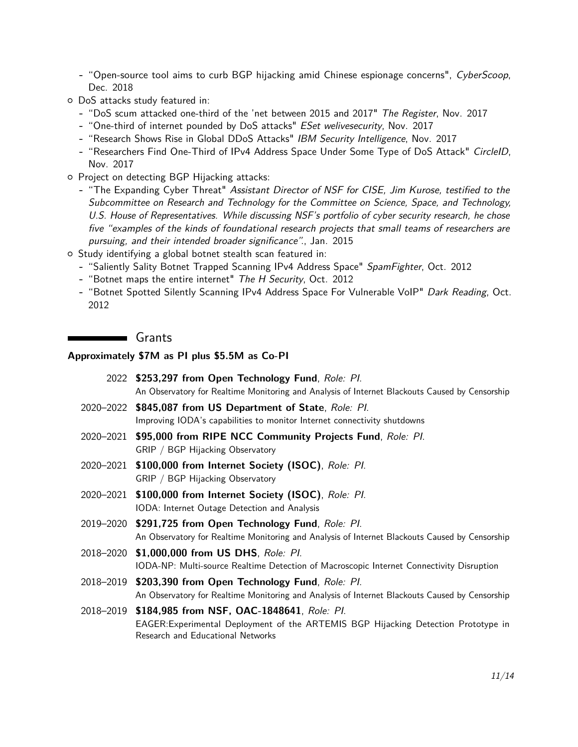- "Open-source tool aims to curb BGP hijacking amid Chinese espionage concerns", *CyberScoop*, Dec. 2018
- DoS attacks study featured in:
  - "DoS scum attacked one-third of the 'net between 2015 and 2017" *The Register*, Nov. 2017
  - "One-third of internet pounded by DoS attacks" *ESet welivesecurity*, Nov. 2017
  - "Research Shows Rise in Global DDoS Attacks" *IBM Security Intelligence*, Nov. 2017
  - "Researchers Find One-Third of IPv4 Address Space Under Some Type of DoS Attack" *CircleID*, Nov. 2017
- Project on detecting BGP Hijacking attacks:
  - "The Expanding Cyber Threat" *Assistant Director of NSF for CISE, Jim Kurose, testified to the Subcommittee on Research and Technology for the Committee on Science, Space, and Technology, U.S. House of Representatives. While discussing NSF's portfolio of cyber security research, he chose five "examples of the kinds of foundational research projects that small teams of researchers are pursuing, and their intended broader significance".*, Jan. 2015
- Study identifying a global botnet stealth scan featured in:
  - "Saliently Sality Botnet Trapped Scanning IPv4 Address Space" *SpamFighter*, Oct. 2012
  - "Botnet maps the entire internet" *The H Security*, Oct. 2012
  - "Botnet Spotted Silently Scanning IPv4 Address Space For Vulnerable VoIP" *Dark Reading*, Oct. 2012

## Grants

**Approximately $7M as PI plus $5.5M as Co-PI**

2022 **$253,297 from Open Technology Fund**, *Role: PI*.
An Observatory for Realtime Monitoring and Analysis of Internet Blackouts Caused by Censorship

2020–2022 **$845,087 from US Department of State**, *Role: PI*.
Improving IODA's capabilities to monitor Internet connectivity shutdowns

2020–2021 **$95,000 from RIPE NCC Community Projects Fund**, *Role: PI*.
GRIP / BGP Hijacking Observatory

2020–2021 **$100,000 from Internet Society (ISOC)**, *Role: PI*.
GRIP / BGP Hijacking Observatory

2020–2021 **$100,000 from Internet Society (ISOC)**, *Role: PI*.
IODA: Internet Outage Detection and Analysis

2019–2020 **$291,725 from Open Technology Fund**, *Role: PI*.
An Observatory for Realtime Monitoring and Analysis of Internet Blackouts Caused by Censorship

2018–2020 **$1,000,000 from US DHS**, *Role: PI*.
IODA-NP: Multi-source Realtime Detection of Macroscopic Internet Connectivity Disruption

2018–2019 **$203,390 from Open Technology Fund**, *Role: PI*.
An Observatory for Realtime Monitoring and Analysis of Internet Blackouts Caused by Censorship

2018–2019 **$184,985 from NSF, OAC-1848641**, *Role: PI*.
EAGER:Experimental Deployment of the ARTEMIS BGP Hijacking Detection Prototype in Research and Educational Networks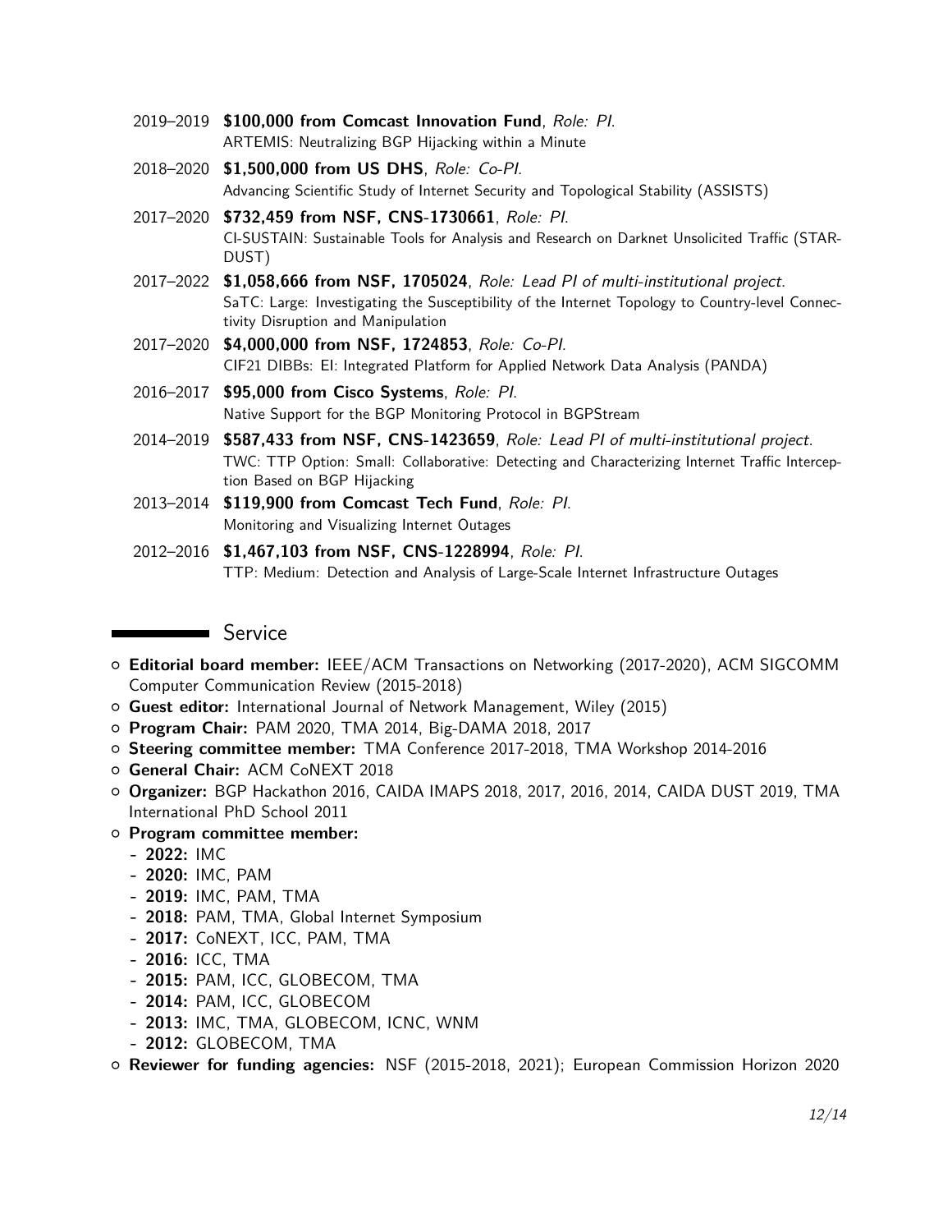2019–2019 **$100,000 from Comcast Innovation Fund**, *Role: PI*.
ARTEMIS: Neutralizing BGP Hijacking within a Minute

2018–2020 **$1,500,000 from US DHS**, *Role: Co-PI*.
Advancing Scientific Study of Internet Security and Topological Stability (ASSISTS)

2017–2020 **$732,459 from NSF, CNS-1730661**, *Role: PI*.
CI-SUSTAIN: Sustainable Tools for Analysis and Research on Darknet Unsolicited Traffic (STAR-DUST)

2017–2022 **$1,058,666 from NSF, 1705024**, *Role: Lead PI of multi-institutional project*.
SaTC: Large: Investigating the Susceptibility of the Internet Topology to Country-level Connectivity Disruption and Manipulation

2017–2020 **$4,000,000 from NSF, 1724853**, *Role: Co-PI*.
CIF21 DIBBs: EI: Integrated Platform for Applied Network Data Analysis (PANDA)

2016–2017 **$95,000 from Cisco Systems**, *Role: PI*.
Native Support for the BGP Monitoring Protocol in BGPStream

2014–2019 **$587,433 from NSF, CNS-1423659**, *Role: Lead PI of multi-institutional project*.
TWC: TTP Option: Small: Collaborative: Detecting and Characterizing Internet Traffic Interception Based on BGP Hijacking

2013–2014 **$119,900 from Comcast Tech Fund**, *Role: PI*.
Monitoring and Visualizing Internet Outages

2012–2016 **$1,467,103 from NSF, CNS-1228994**, *Role: PI*.
TTP: Medium: Detection and Analysis of Large-Scale Internet Infrastructure Outages

## Service

- **Editorial board member:** IEEE/ACM Transactions on Networking (2017-2020), ACM SIGCOMM Computer Communication Review (2015-2018)
- **Guest editor:** International Journal of Network Management, Wiley (2015)
- **Program Chair:** PAM 2020, TMA 2014, Big-DAMA 2018, 2017
- **Steering committee member:** TMA Conference 2017-2018, TMA Workshop 2014-2016
- **General Chair:** ACM CoNEXT 2018
- **Organizer:** BGP Hackathon 2016, CAIDA IMAPS 2018, 2017, 2016, 2014, CAIDA DUST 2019, TMA International PhD School 2011
- **Program committee member:**
  - **2022:** IMC
  - **2020:** IMC, PAM
  - **2019:** IMC, PAM, TMA
  - **2018:** PAM, TMA, Global Internet Symposium
  - **2017:** CoNEXT, ICC, PAM, TMA
  - **2016:** ICC, TMA
  - **2015:** PAM, ICC, GLOBECOM, TMA
  - **2014:** PAM, ICC, GLOBECOM
  - **2013:** IMC, TMA, GLOBECOM, ICNC, WNM
  - **2012:** GLOBECOM, TMA
- **Reviewer for funding agencies:** NSF (2015-2018, 2021); European Commission Horizon 2020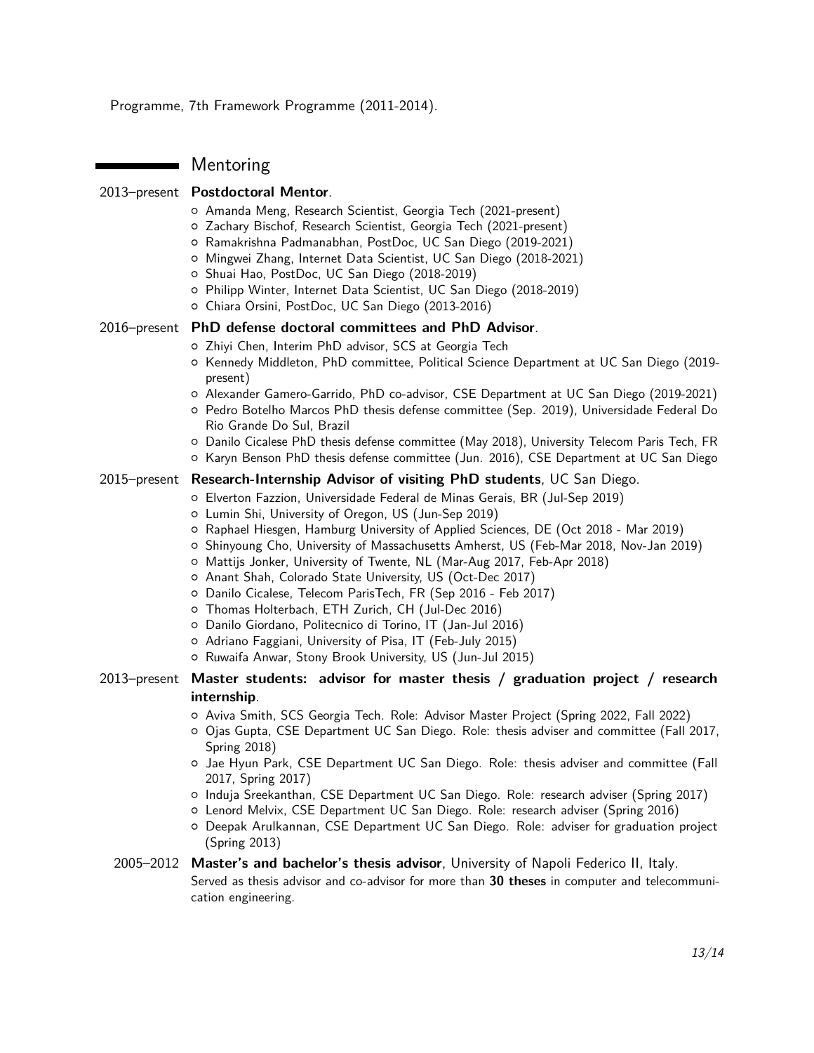Programme, 7th Framework Programme (2011-2014).

## Mentoring

2013–present **Postdoctoral Mentor**.

- Amanda Meng, Research Scientist, Georgia Tech (2021-present)
- Zachary Bischof, Research Scientist, Georgia Tech (2021-present)
- Ramakrishna Padmanabhan, PostDoc, UC San Diego (2019-2021)
- Mingwei Zhang, Internet Data Scientist, UC San Diego (2018-2021)
- Shuai Hao, PostDoc, UC San Diego (2018-2019)
- Philipp Winter, Internet Data Scientist, UC San Diego (2018-2019)
- Chiara Orsini, PostDoc, UC San Diego (2013-2016)

2016–present **PhD defense doctoral committees and PhD Advisor**.

- Zhiyi Chen, Interim PhD advisor, SCS at Georgia Tech
- Kennedy Middleton, PhD committee, Political Science Department at UC San Diego (2019-present)
- Alexander Gamero-Garrido, PhD co-advisor, CSE Department at UC San Diego (2019-2021)
- Pedro Botelho Marcos PhD thesis defense committee (Sep. 2019), Universidade Federal Do Rio Grande Do Sul, Brazil
- Danilo Cicalese PhD thesis defense committee (May 2018), University Telecom Paris Tech, FR
- Karyn Benson PhD thesis defense committee (Jun. 2016), CSE Department at UC San Diego

2015–present **Research-Internship Advisor of visiting PhD students**, UC San Diego.

- Elverton Fazzion, Universidade Federal de Minas Gerais, BR (Jul-Sep 2019)
- Lumin Shi, University of Oregon, US (Jun-Sep 2019)
- Raphael Hiesgen, Hamburg University of Applied Sciences, DE (Oct 2018 - Mar 2019)
- Shinyoung Cho, University of Massachusetts Amherst, US (Feb-Mar 2018, Nov-Jan 2019)
- Mattijs Jonker, University of Twente, NL (Mar-Aug 2017, Feb-Apr 2018)
- Anant Shah, Colorado State University, US (Oct-Dec 2017)
- Danilo Cicalese, Telecom ParisTech, FR (Sep 2016 - Feb 2017)
- Thomas Holterbach, ETH Zurich, CH (Jul-Dec 2016)
- Danilo Giordano, Politecnico di Torino, IT (Jan-Jul 2016)
- Adriano Faggiani, University of Pisa, IT (Feb-July 2015)
- Ruwaifa Anwar, Stony Brook University, US (Jun-Jul 2015)

2013–present **Master students: advisor for master thesis / graduation project / research internship**.

- Aviva Smith, SCS Georgia Tech. Role: Advisor Master Project (Spring 2022, Fall 2022)
- Ojas Gupta, CSE Department UC San Diego. Role: thesis adviser and committee (Fall 2017, Spring 2018)
- Jae Hyun Park, CSE Department UC San Diego. Role: thesis adviser and committee (Fall 2017, Spring 2017)
- Induja Sreekanthan, CSE Department UC San Diego. Role: research adviser (Spring 2017)
- Lenord Melvix, CSE Department UC San Diego. Role: research adviser (Spring 2016)
- Deepak Arulkannan, CSE Department UC San Diego. Role: adviser for graduation project (Spring 2013)

2005–2012 **Master's and bachelor's thesis advisor**, University of Napoli Federico II, Italy.
Served as thesis advisor and co-advisor for more than **30 theses** in computer and telecommunication engineering.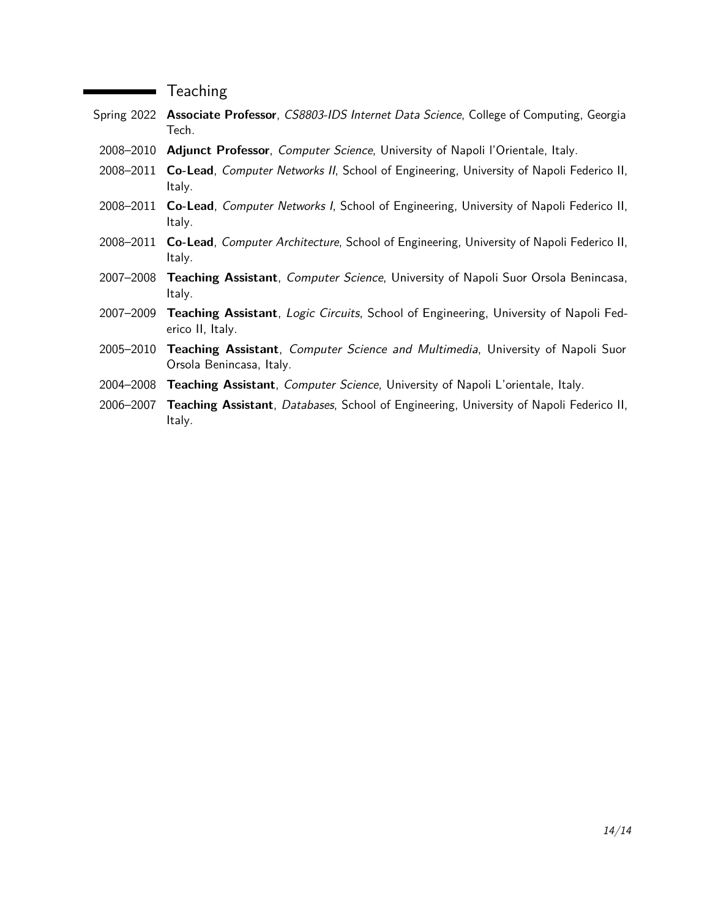## Teaching

- Spring 2022 **Associate Professor**, *CS8803-IDS Internet Data Science*, College of Computing, Georgia Tech.
- 2008–2010 **Adjunct Professor**, *Computer Science*, University of Napoli l'Orientale, Italy.
- 2008–2011 **Co-Lead**, *Computer Networks II*, School of Engineering, University of Napoli Federico II, Italy.
- 2008–2011 **Co-Lead**, *Computer Networks I*, School of Engineering, University of Napoli Federico II, Italy.
- 2008–2011 **Co-Lead**, *Computer Architecture*, School of Engineering, University of Napoli Federico II, Italy.
- 2007–2008 **Teaching Assistant**, *Computer Science*, University of Napoli Suor Orsola Benincasa, Italy.
- 2007–2009 **Teaching Assistant**, *Logic Circuits*, School of Engineering, University of Napoli Federico II, Italy.
- 2005–2010 **Teaching Assistant**, *Computer Science and Multimedia*, University of Napoli Suor Orsola Benincasa, Italy.
- 2004–2008 **Teaching Assistant**, *Computer Science*, University of Napoli L'orientale, Italy.
- 2006–2007 **Teaching Assistant**, *Databases*, School of Engineering, University of Napoli Federico II, Italy.